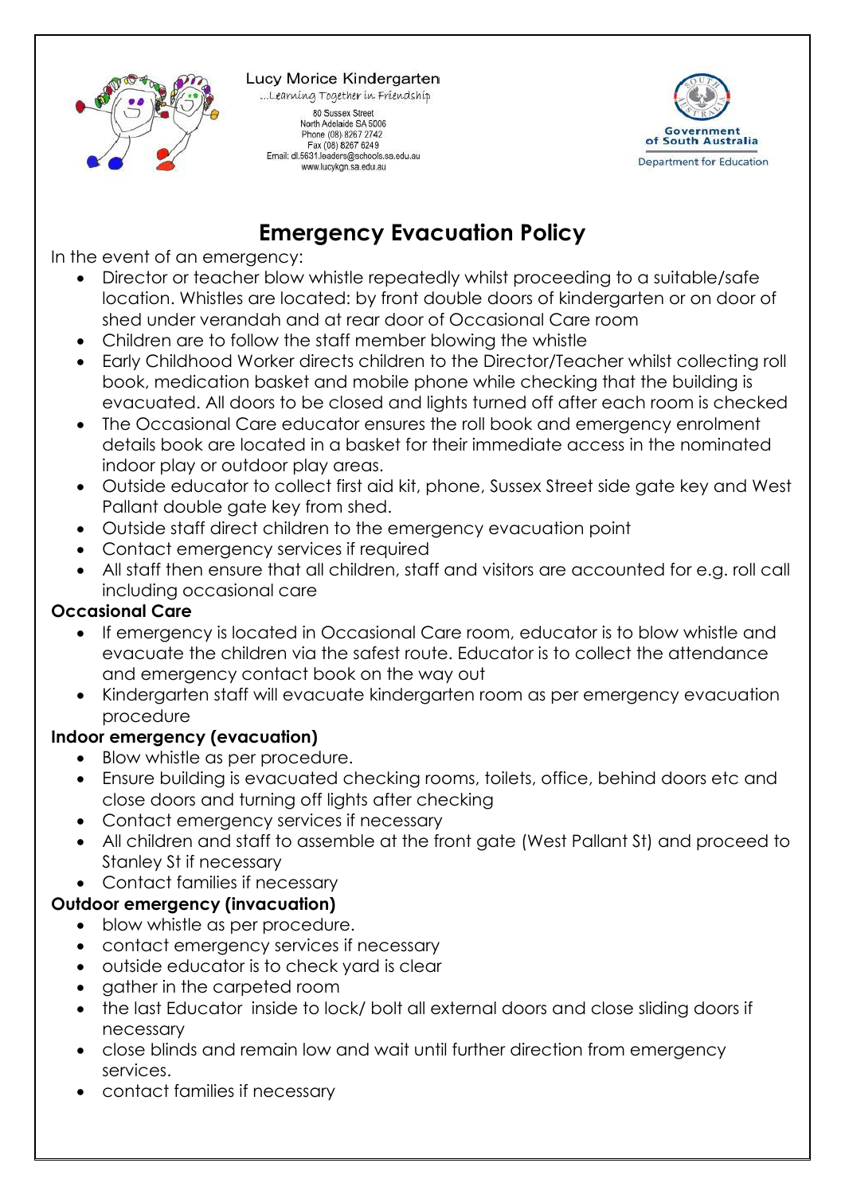Lucy Morice Kindergarten

...Learning Together in Friendship

80 Sussex Street
North Adelaide SA 5006
Phone (08) 8267 2742
Fax (08) 8267 6249
Email: dl.5631.leaders@schools.sa.edu.au
www.lucykgn.sa.edu.au

Government of South Australia
Department for Education

# Emergency Evacuation Policy

In the event of an emergency:

- Director or teacher blow whistle repeatedly whilst proceeding to a suitable/safe location. Whistles are located: by front double doors of kindergarten or on door of shed under verandah and at rear door of Occasional Care room
- Children are to follow the staff member blowing the whistle
- Early Childhood Worker directs children to the Director/Teacher whilst collecting roll book, medication basket and mobile phone while checking that the building is evacuated. All doors to be closed and lights turned off after each room is checked
- The Occasional Care educator ensures the roll book and emergency enrolment details book are located in a basket for their immediate access in the nominated indoor play or outdoor play areas.
- Outside educator to collect first aid kit, phone, Sussex Street side gate key and West Pallant double gate key from shed.
- Outside staff direct children to the emergency evacuation point
- Contact emergency services if required
- All staff then ensure that all children, staff and visitors are accounted for e.g. roll call including occasional care

**Occasional Care**

- If emergency is located in Occasional Care room, educator is to blow whistle and evacuate the children via the safest route. Educator is to collect the attendance and emergency contact book on the way out
- Kindergarten staff will evacuate kindergarten room as per emergency evacuation procedure

**Indoor emergency (evacuation)**

- Blow whistle as per procedure.
- Ensure building is evacuated checking rooms, toilets, office, behind doors etc and close doors and turning off lights after checking
- Contact emergency services if necessary
- All children and staff to assemble at the front gate (West Pallant St) and proceed to Stanley St if necessary
- Contact families if necessary

**Outdoor emergency (invacuation)**

- blow whistle as per procedure.
- contact emergency services if necessary
- outside educator is to check yard is clear
- gather in the carpeted room
- the last Educator inside to lock/ bolt all external doors and close sliding doors if necessary
- close blinds and remain low and wait until further direction from emergency services.
- contact families if necessary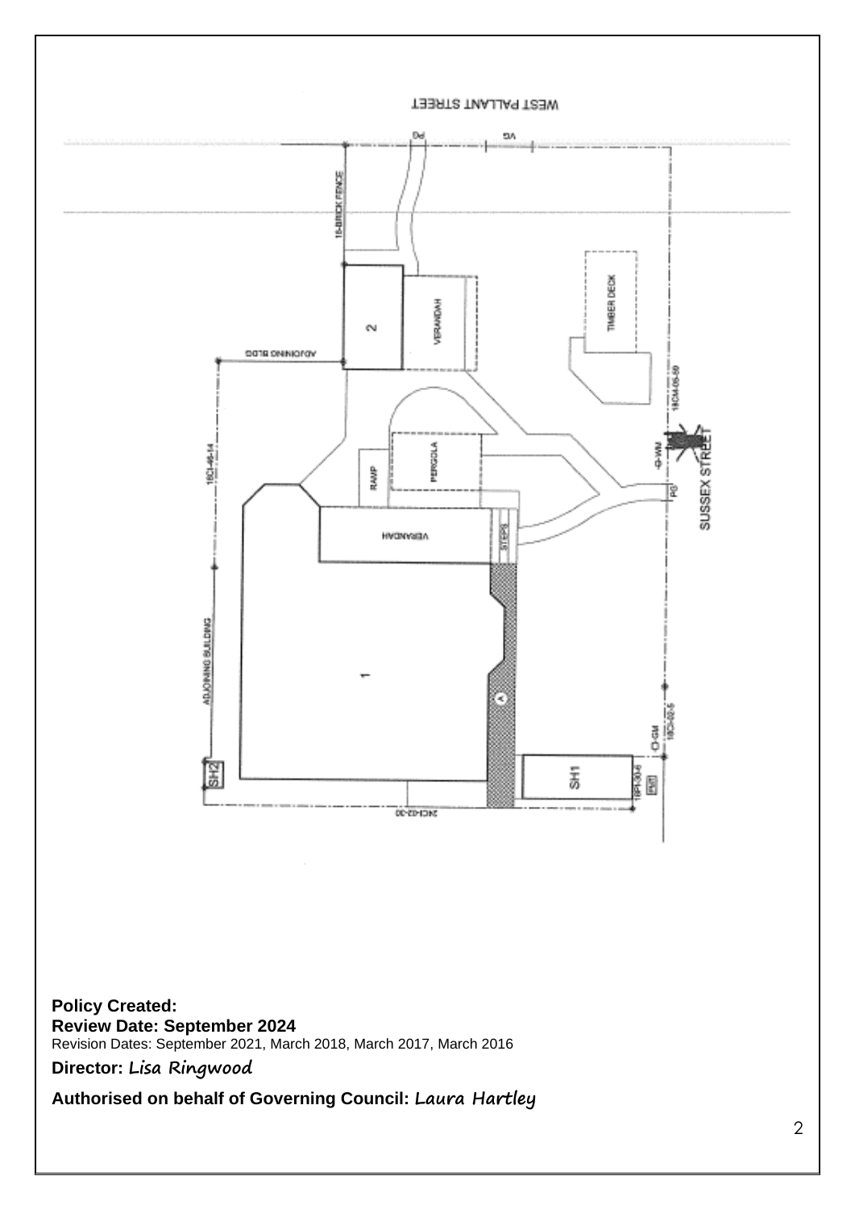WEST PALLANT STREET

PG

VG

1B-BRICK FENCE

2

VERANDAH

TIMBER DECK

ADJOINING BLDG

PERGOLA

RAMP

WM

PG

SUSSEX STREET

VERANDAH

STEPS

1

A

ADJOINING BUILDING

GM

SH1

PIT

SH2

**Policy Created:**
**Review Date: September 2024**
Revision Dates: September 2021, March 2018, March 2017, March 2016

**Director:** *Lisa Ringwood*

**Authorised on behalf of Governing Council:** *Laura Hartley*